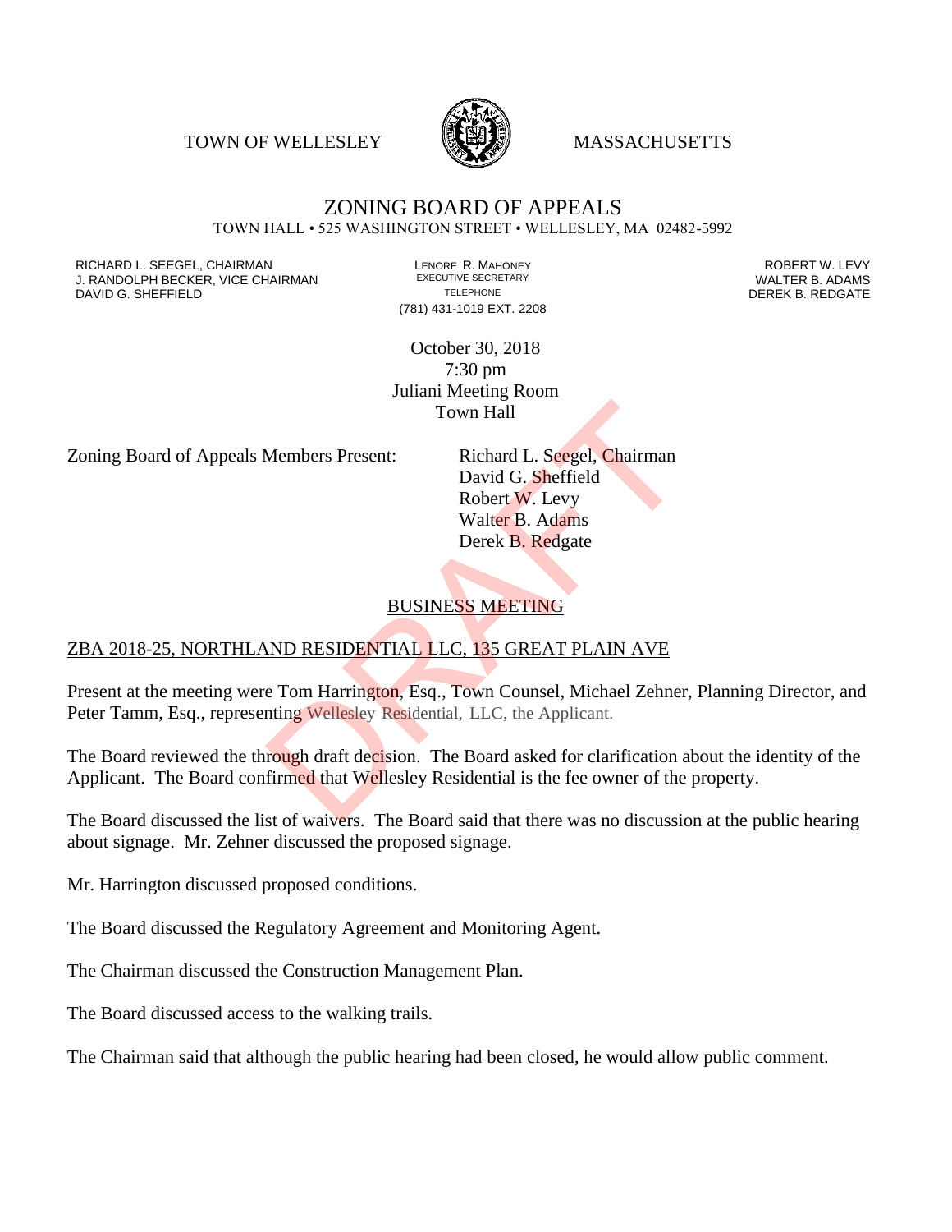TOWN OF WELLESLEY MASSACHUSETTS

# ZONING BOARD OF APPEALS

TOWN HALL • 525 WASHINGTON STREET • WELLESLEY, MA 02482-5992

RICHARD L. SEEGEL, CHAIRMAN
J. RANDOLPH BECKER, VICE CHAIRMAN
DAVID G. SHEFFIELD

LENORE R. MAHONEY
EXECUTIVE SECRETARY
TELEPHONE
(781) 431-1019 EXT. 2208

ROBERT W. LEVY
WALTER B. ADAMS
DEREK B. REDGATE

October 30, 2018
7:30 pm
Juliani Meeting Room
Town Hall

Zoning Board of Appeals Members Present:

Richard L. Seegel, Chairman
David G. Sheffield
Robert W. Levy
Walter B. Adams
Derek B. Redgate

## BUSINESS MEETING

### ZBA 2018-25, NORTHLAND RESIDENTIAL LLC, 135 GREAT PLAIN AVE

Present at the meeting were Tom Harrington, Esq., Town Counsel, Michael Zehner, Planning Director, and Peter Tamm, Esq., representing Wellesley Residential, LLC, the Applicant.

The Board reviewed the through draft decision. The Board asked for clarification about the identity of the Applicant. The Board confirmed that Wellesley Residential is the fee owner of the property.

The Board discussed the list of waivers. The Board said that there was no discussion at the public hearing about signage. Mr. Zehner discussed the proposed signage.

Mr. Harrington discussed proposed conditions.

The Board discussed the Regulatory Agreement and Monitoring Agent.

The Chairman discussed the Construction Management Plan.

The Board discussed access to the walking trails.

The Chairman said that although the public hearing had been closed, he would allow public comment.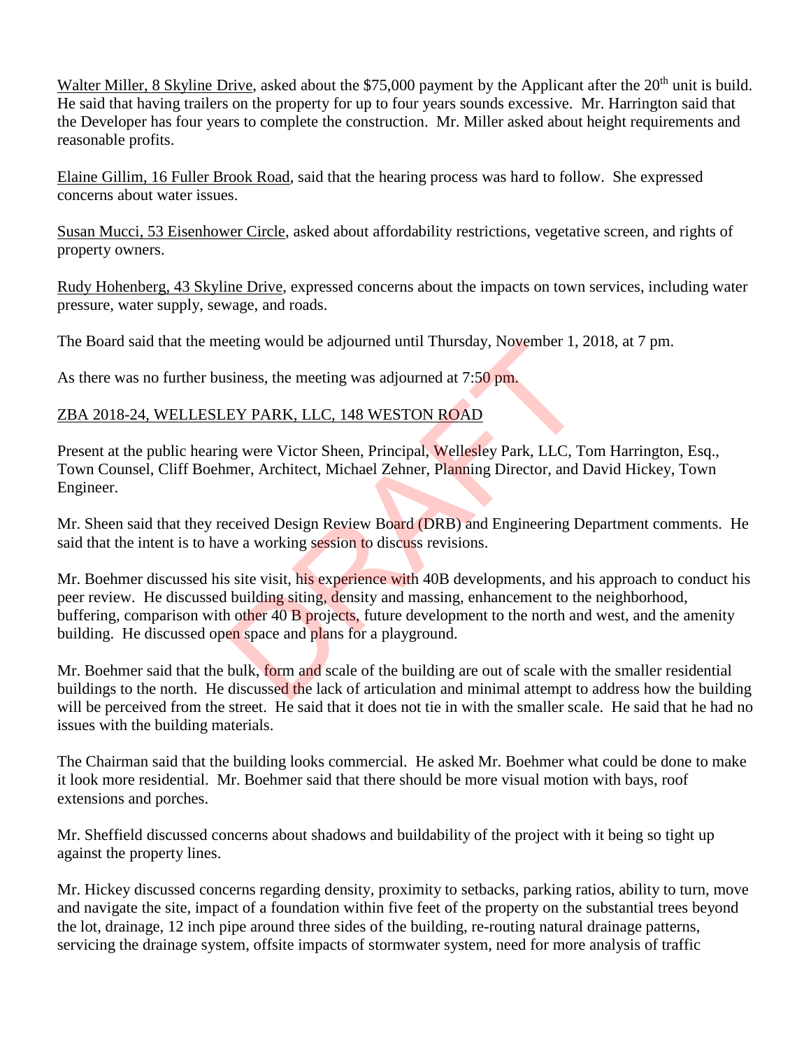Walter Miller, 8 Skyline Drive, asked about the $75,000 payment by the Applicant after the 20th unit is build. He said that having trailers on the property for up to four years sounds excessive. Mr. Harrington said that the Developer has four years to complete the construction. Mr. Miller asked about height requirements and reasonable profits.

Elaine Gillim, 16 Fuller Brook Road, said that the hearing process was hard to follow. She expressed concerns about water issues.

Susan Mucci, 53 Eisenhower Circle, asked about affordability restrictions, vegetative screen, and rights of property owners.

Rudy Hohenberg, 43 Skyline Drive, expressed concerns about the impacts on town services, including water pressure, water supply, sewage, and roads.

The Board said that the meeting would be adjourned until Thursday, November 1, 2018, at 7 pm.

As there was no further business, the meeting was adjourned at 7:50 pm.

ZBA 2018-24, WELLESLEY PARK, LLC, 148 WESTON ROAD

Present at the public hearing were Victor Sheen, Principal, Wellesley Park, LLC, Tom Harrington, Esq., Town Counsel, Cliff Boehmer, Architect, Michael Zehner, Planning Director, and David Hickey, Town Engineer.

Mr. Sheen said that they received Design Review Board (DRB) and Engineering Department comments. He said that the intent is to have a working session to discuss revisions.

Mr. Boehmer discussed his site visit, his experience with 40B developments, and his approach to conduct his peer review. He discussed building siting, density and massing, enhancement to the neighborhood, buffering, comparison with other 40 B projects, future development to the north and west, and the amenity building. He discussed open space and plans for a playground.

Mr. Boehmer said that the bulk, form and scale of the building are out of scale with the smaller residential buildings to the north. He discussed the lack of articulation and minimal attempt to address how the building will be perceived from the street. He said that it does not tie in with the smaller scale. He said that he had no issues with the building materials.

The Chairman said that the building looks commercial. He asked Mr. Boehmer what could be done to make it look more residential. Mr. Boehmer said that there should be more visual motion with bays, roof extensions and porches.

Mr. Sheffield discussed concerns about shadows and buildability of the project with it being so tight up against the property lines.

Mr. Hickey discussed concerns regarding density, proximity to setbacks, parking ratios, ability to turn, move and navigate the site, impact of a foundation within five feet of the property on the substantial trees beyond the lot, drainage, 12 inch pipe around three sides of the building, re-routing natural drainage patterns, servicing the drainage system, offsite impacts of stormwater system, need for more analysis of traffic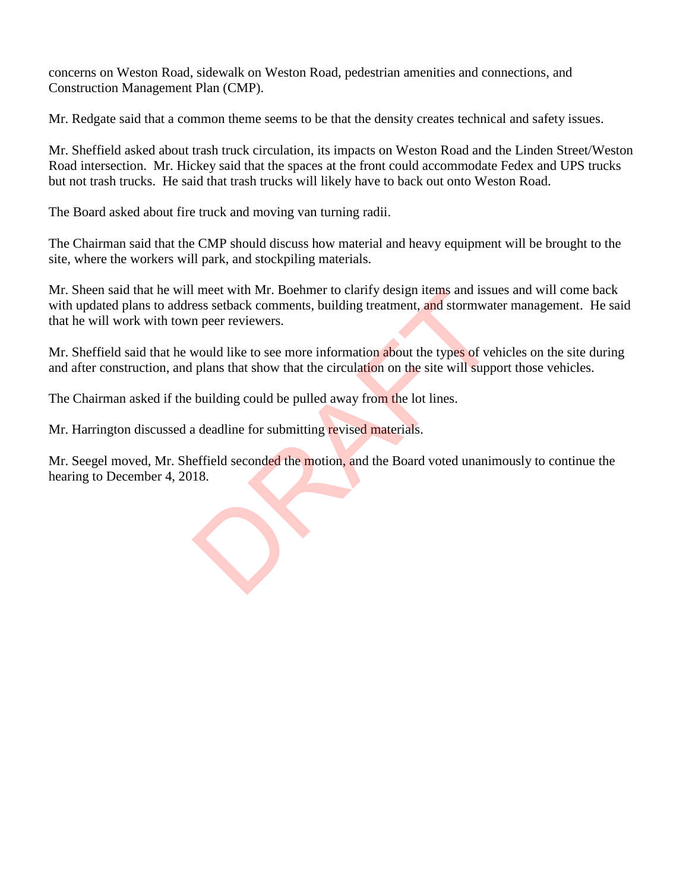concerns on Weston Road, sidewalk on Weston Road, pedestrian amenities and connections, and Construction Management Plan (CMP).

Mr. Redgate said that a common theme seems to be that the density creates technical and safety issues.

Mr. Sheffield asked about trash truck circulation, its impacts on Weston Road and the Linden Street/Weston Road intersection. Mr. Hickey said that the spaces at the front could accommodate Fedex and UPS trucks but not trash trucks. He said that trash trucks will likely have to back out onto Weston Road.

The Board asked about fire truck and moving van turning radii.

The Chairman said that the CMP should discuss how material and heavy equipment will be brought to the site, where the workers will park, and stockpiling materials.

Mr. Sheen said that he will meet with Mr. Boehmer to clarify design items and issues and will come back with updated plans to address setback comments, building treatment, and stormwater management. He said that he will work with town peer reviewers.

Mr. Sheffield said that he would like to see more information about the types of vehicles on the site during and after construction, and plans that show that the circulation on the site will support those vehicles.

The Chairman asked if the building could be pulled away from the lot lines.

Mr. Harrington discussed a deadline for submitting revised materials.

Mr. Seegel moved, Mr. Sheffield seconded the motion, and the Board voted unanimously to continue the hearing to December 4, 2018.